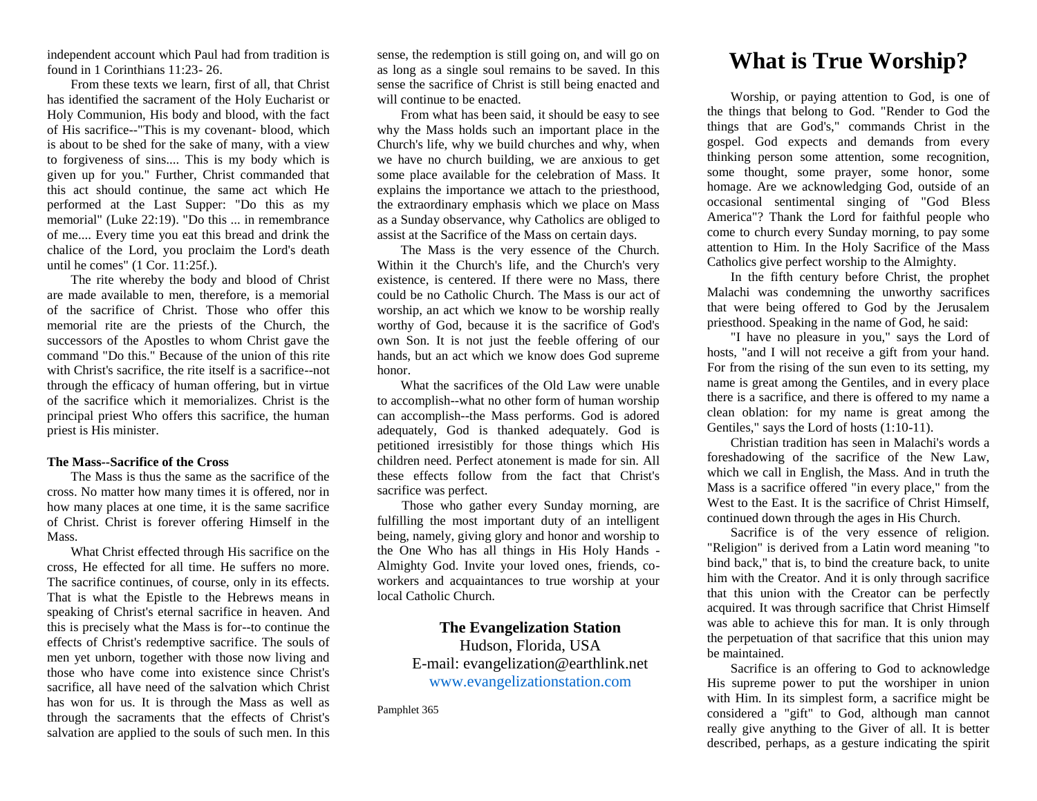independent account which Paul had from tradition is found in 1 Corinthians 11:23- 26.

From these texts we learn, first of all, that Christ has identified the sacrament of the Holy Eucharist or Holy Communion, His body and blood, with the fact of His sacrifice--"This is my covenant- blood, which is about to be shed for the sake of many, with a view to forgiveness of sins.... This is my body which is given up for you." Further, Christ commanded that this act should continue, the same act which He performed at the Last Supper: "Do this as my memorial" (Luke 22:19). "Do this ... in remembrance of me.... Every time you eat this bread and drink the chalice of the Lord, you proclaim the Lord's death until he comes" (1 Cor. 11:25f.).

The rite whereby the body and blood of Christ are made available to men, therefore, is a memorial of the sacrifice of Christ. Those who offer this memorial rite are the priests of the Church, the successors of the Apostles to whom Christ gave the command "Do this." Because of the union of this rite with Christ's sacrifice, the rite itself is a sacrifice--not through the efficacy of human offering, but in virtue of the sacrifice which it memorializes. Christ is the principal priest Who offers this sacrifice, the human priest is His minister.

**The Mass--Sacrifice of the Cross**

The Mass is thus the same as the sacrifice of the cross. No matter how many times it is offered, nor in how many places at one time, it is the same sacrifice of Christ. Christ is forever offering Himself in the Mass.

What Christ effected through His sacrifice on the cross, He effected for all time. He suffers no more. The sacrifice continues, of course, only in its effects. That is what the Epistle to the Hebrews means in speaking of Christ's eternal sacrifice in heaven. And this is precisely what the Mass is for--to continue the effects of Christ's redemptive sacrifice. The souls of men yet unborn, together with those now living and those who have come into existence since Christ's sacrifice, all have need of the salvation which Christ has won for us. It is through the Mass as well as through the sacraments that the effects of Christ's salvation are applied to the souls of such men. In this sense, the redemption is still going on, and will go on as long as a single soul remains to be saved. In this sense the sacrifice of Christ is still being enacted and will continue to be enacted.

From what has been said, it should be easy to see why the Mass holds such an important place in the Church's life, why we build churches and why, when we have no church building, we are anxious to get some place available for the celebration of Mass. It explains the importance we attach to the priesthood, the extraordinary emphasis which we place on Mass as a Sunday observance, why Catholics are obliged to assist at the Sacrifice of the Mass on certain days.

The Mass is the very essence of the Church. Within it the Church's life, and the Church's very existence, is centered. If there were no Mass, there could be no Catholic Church. The Mass is our act of worship, an act which we know to be worship really worthy of God, because it is the sacrifice of God's own Son. It is not just the feeble offering of our hands, but an act which we know does God supreme honor.

What the sacrifices of the Old Law were unable to accomplish--what no other form of human worship can accomplish--the Mass performs. God is adored adequately, God is thanked adequately. God is petitioned irresistibly for those things which His children need. Perfect atonement is made for sin. All these effects follow from the fact that Christ's sacrifice was perfect.

Those who gather every Sunday morning, are fulfilling the most important duty of an intelligent being, namely, giving glory and honor and worship to the One Who has all things in His Holy Hands - Almighty God. Invite your loved ones, friends, co-workers and acquaintances to true worship at your local Catholic Church.

**The Evangelization Station**
Hudson, Florida, USA
E-mail: evangelization@earthlink.net
www.evangelizationstation.com

Pamphlet 365

# What is True Worship?

Worship, or paying attention to God, is one of the things that belong to God. "Render to God the things that are God's," commands Christ in the gospel. God expects and demands from every thinking person some attention, some recognition, some thought, some prayer, some honor, some homage. Are we acknowledging God, outside of an occasional sentimental singing of "God Bless America"? Thank the Lord for faithful people who come to church every Sunday morning, to pay some attention to Him. In the Holy Sacrifice of the Mass Catholics give perfect worship to the Almighty.

In the fifth century before Christ, the prophet Malachi was condemning the unworthy sacrifices that were being offered to God by the Jerusalem priesthood. Speaking in the name of God, he said:

"I have no pleasure in you," says the Lord of hosts, "and I will not receive a gift from your hand. For from the rising of the sun even to its setting, my name is great among the Gentiles, and in every place there is a sacrifice, and there is offered to my name a clean oblation: for my name is great among the Gentiles," says the Lord of hosts (1:10-11).

Christian tradition has seen in Malachi's words a foreshadowing of the sacrifice of the New Law, which we call in English, the Mass. And in truth the Mass is a sacrifice offered "in every place," from the West to the East. It is the sacrifice of Christ Himself, continued down through the ages in His Church.

Sacrifice is of the very essence of religion. "Religion" is derived from a Latin word meaning "to bind back," that is, to bind the creature back, to unite him with the Creator. And it is only through sacrifice that this union with the Creator can be perfectly acquired. It was through sacrifice that Christ Himself was able to achieve this for man. It is only through the perpetuation of that sacrifice that this union may be maintained.

Sacrifice is an offering to God to acknowledge His supreme power to put the worshiper in union with Him. In its simplest form, a sacrifice might be considered a "gift" to God, although man cannot really give anything to the Giver of all. It is better described, perhaps, as a gesture indicating the spirit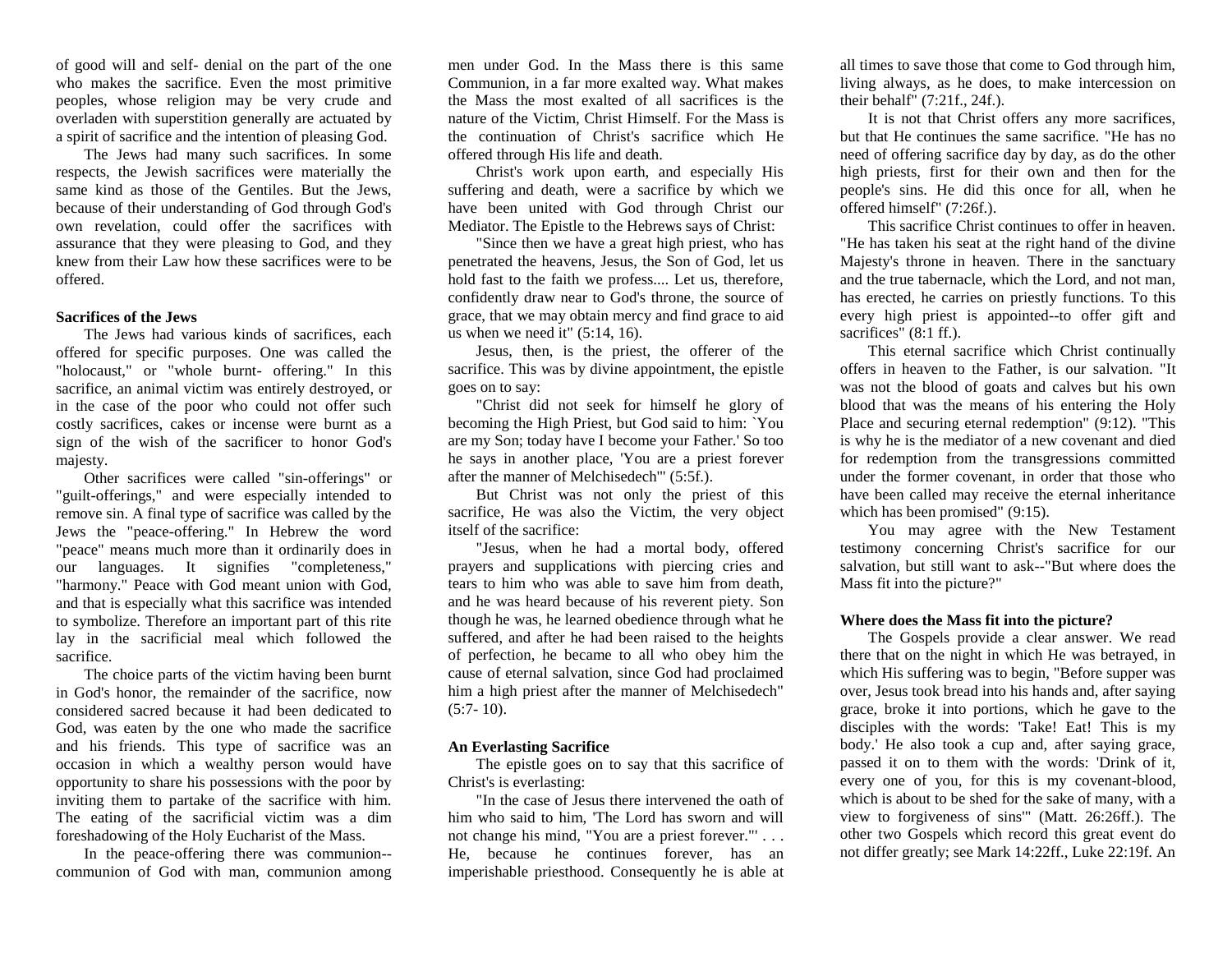of good will and self- denial on the part of the one who makes the sacrifice. Even the most primitive peoples, whose religion may be very crude and overladen with superstition generally are actuated by a spirit of sacrifice and the intention of pleasing God.

The Jews had many such sacrifices. In some respects, the Jewish sacrifices were materially the same kind as those of the Gentiles. But the Jews, because of their understanding of God through God's own revelation, could offer the sacrifices with assurance that they were pleasing to God, and they knew from their Law how these sacrifices were to be offered.

**Sacrifices of the Jews**

The Jews had various kinds of sacrifices, each offered for specific purposes. One was called the "holocaust," or "whole burnt- offering." In this sacrifice, an animal victim was entirely destroyed, or in the case of the poor who could not offer such costly sacrifices, cakes or incense were burnt as a sign of the wish of the sacrificer to honor God's majesty.

Other sacrifices were called "sin-offerings" or "guilt-offerings," and were especially intended to remove sin. A final type of sacrifice was called by the Jews the "peace-offering." In Hebrew the word "peace" means much more than it ordinarily does in our languages. It signifies "completeness," "harmony." Peace with God meant union with God, and that is especially what this sacrifice was intended to symbolize. Therefore an important part of this rite lay in the sacrificial meal which followed the sacrifice.

The choice parts of the victim having been burnt in God's honor, the remainder of the sacrifice, now considered sacred because it had been dedicated to God, was eaten by the one who made the sacrifice and his friends. This type of sacrifice was an occasion in which a wealthy person would have opportunity to share his possessions with the poor by inviting them to partake of the sacrifice with him. The eating of the sacrificial victim was a dim foreshadowing of the Holy Eucharist of the Mass.

In the peace-offering there was communion--communion of God with man, communion among men under God. In the Mass there is this same Communion, in a far more exalted way. What makes the Mass the most exalted of all sacrifices is the nature of the Victim, Christ Himself. For the Mass is the continuation of Christ's sacrifice which He offered through His life and death.

Christ's work upon earth, and especially His suffering and death, were a sacrifice by which we have been united with God through Christ our Mediator. The Epistle to the Hebrews says of Christ:

"Since then we have a great high priest, who has penetrated the heavens, Jesus, the Son of God, let us hold fast to the faith we profess.... Let us, therefore, confidently draw near to God's throne, the source of grace, that we may obtain mercy and find grace to aid us when we need it" (5:14, 16).

Jesus, then, is the priest, the offerer of the sacrifice. This was by divine appointment, the epistle goes on to say:

"Christ did not seek for himself he glory of becoming the High Priest, but God said to him: `You are my Son; today have I become your Father.' So too he says in another place, 'You are a priest forever after the manner of Melchisedech'" (5:5f.).

But Christ was not only the priest of this sacrifice, He was also the Victim, the very object itself of the sacrifice:

"Jesus, when he had a mortal body, offered prayers and supplications with piercing cries and tears to him who was able to save him from death, and he was heard because of his reverent piety. Son though he was, he learned obedience through what he suffered, and after he had been raised to the heights of perfection, he became to all who obey him the cause of eternal salvation, since God had proclaimed him a high priest after the manner of Melchisedech" (5:7- 10).

**An Everlasting Sacrifice**

The epistle goes on to say that this sacrifice of Christ's is everlasting:

"In the case of Jesus there intervened the oath of him who said to him, 'The Lord has sworn and will not change his mind, "You are a priest forever."' . . . He, because he continues forever, has an imperishable priesthood. Consequently he is able at all times to save those that come to God through him, living always, as he does, to make intercession on their behalf" (7:21f., 24f.).

It is not that Christ offers any more sacrifices, but that He continues the same sacrifice. "He has no need of offering sacrifice day by day, as do the other high priests, first for their own and then for the people's sins. He did this once for all, when he offered himself" (7:26f.).

This sacrifice Christ continues to offer in heaven. "He has taken his seat at the right hand of the divine Majesty's throne in heaven. There in the sanctuary and the true tabernacle, which the Lord, and not man, has erected, he carries on priestly functions. To this every high priest is appointed--to offer gift and sacrifices" (8:1 ff.).

This eternal sacrifice which Christ continually offers in heaven to the Father, is our salvation. "It was not the blood of goats and calves but his own blood that was the means of his entering the Holy Place and securing eternal redemption" (9:12). "This is why he is the mediator of a new covenant and died for redemption from the transgressions committed under the former covenant, in order that those who have been called may receive the eternal inheritance which has been promised" (9:15).

You may agree with the New Testament testimony concerning Christ's sacrifice for our salvation, but still want to ask--"But where does the Mass fit into the picture?"

**Where does the Mass fit into the picture?**

The Gospels provide a clear answer. We read there that on the night in which He was betrayed, in which His suffering was to begin, "Before supper was over, Jesus took bread into his hands and, after saying grace, broke it into portions, which he gave to the disciples with the words: 'Take! Eat! This is my body.' He also took a cup and, after saying grace, passed it on to them with the words: 'Drink of it, every one of you, for this is my covenant-blood, which is about to be shed for the sake of many, with a view to forgiveness of sins'" (Matt. 26:26ff.). The other two Gospels which record this great event do not differ greatly; see Mark 14:22ff., Luke 22:19f. An